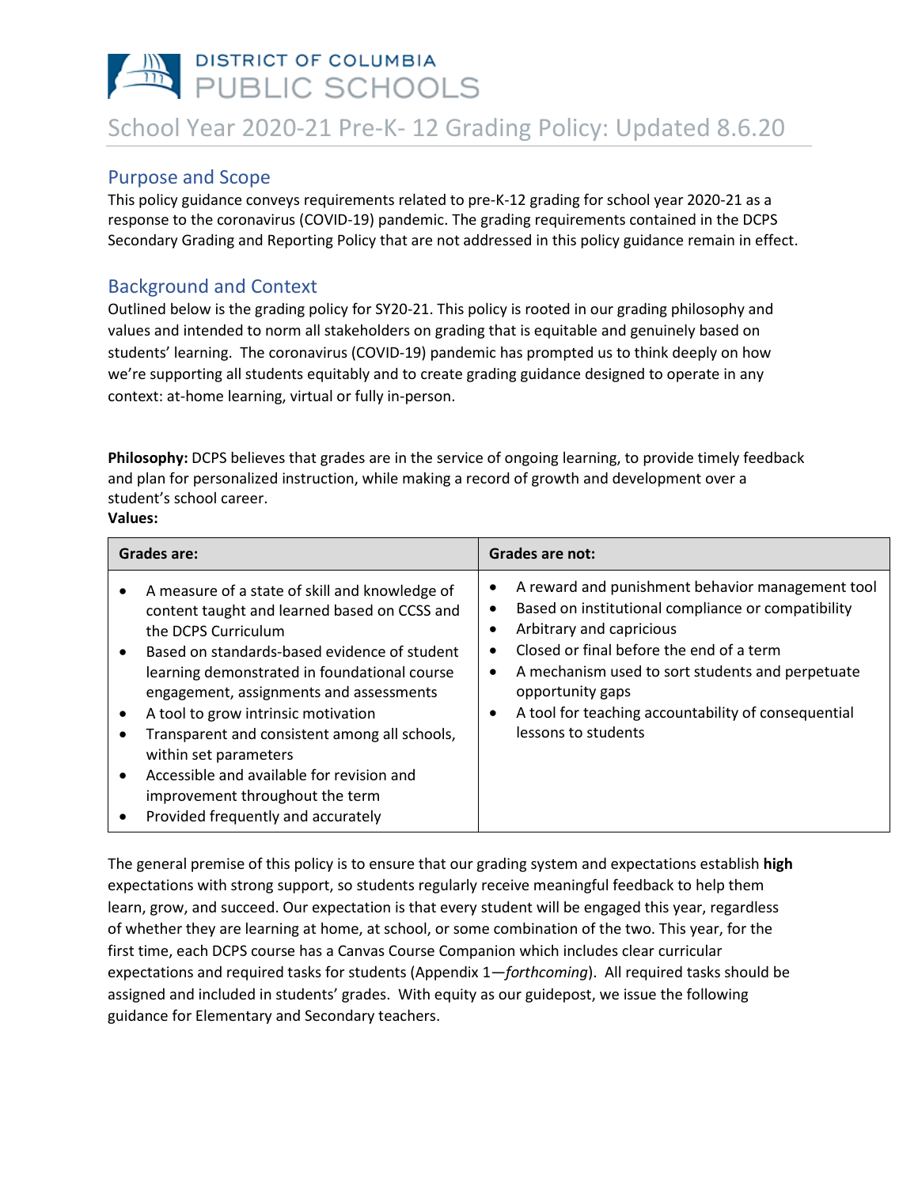DISTRICT OF COLUMBIA
PUBLIC SCHOOLS

# School Year 2020-21 Pre-K- 12 Grading Policy: Updated 8.6.20

## Purpose and Scope

This policy guidance conveys requirements related to pre-K-12 grading for school year 2020-21 as a response to the coronavirus (COVID-19) pandemic. The grading requirements contained in the DCPS Secondary Grading and Reporting Policy that are not addressed in this policy guidance remain in effect.

## Background and Context

Outlined below is the grading policy for SY20-21. This policy is rooted in our grading philosophy and values and intended to norm all stakeholders on grading that is equitable and genuinely based on students' learning. The coronavirus (COVID-19) pandemic has prompted us to think deeply on how we're supporting all students equitably and to create grading guidance designed to operate in any context: at-home learning, virtual or fully in-person.

**Philosophy:** DCPS believes that grades are in the service of ongoing learning, to provide timely feedback and plan for personalized instruction, while making a record of growth and development over a student's school career.

**Values:**

| Grades are: | Grades are not: |
|---|---|
| • A measure of a state of skill and knowledge of content taught and learned based on CCSS and the DCPS Curriculum<br>• Based on standards-based evidence of student learning demonstrated in foundational course engagement, assignments and assessments<br>• A tool to grow intrinsic motivation<br>• Transparent and consistent among all schools, within set parameters<br>• Accessible and available for revision and improvement throughout the term<br>• Provided frequently and accurately | • A reward and punishment behavior management tool<br>• Based on institutional compliance or compatibility<br>• Arbitrary and capricious<br>• Closed or final before the end of a term<br>• A mechanism used to sort students and perpetuate opportunity gaps<br>• A tool for teaching accountability of consequential lessons to students |

The general premise of this policy is to ensure that our grading system and expectations establish **high** expectations with strong support, so students regularly receive meaningful feedback to help them learn, grow, and succeed. Our expectation is that every student will be engaged this year, regardless of whether they are learning at home, at school, or some combination of the two. This year, for the first time, each DCPS course has a Canvas Course Companion which includes clear curricular expectations and required tasks for students (Appendix 1—*forthcoming*). All required tasks should be assigned and included in students' grades. With equity as our guidepost, we issue the following guidance for Elementary and Secondary teachers.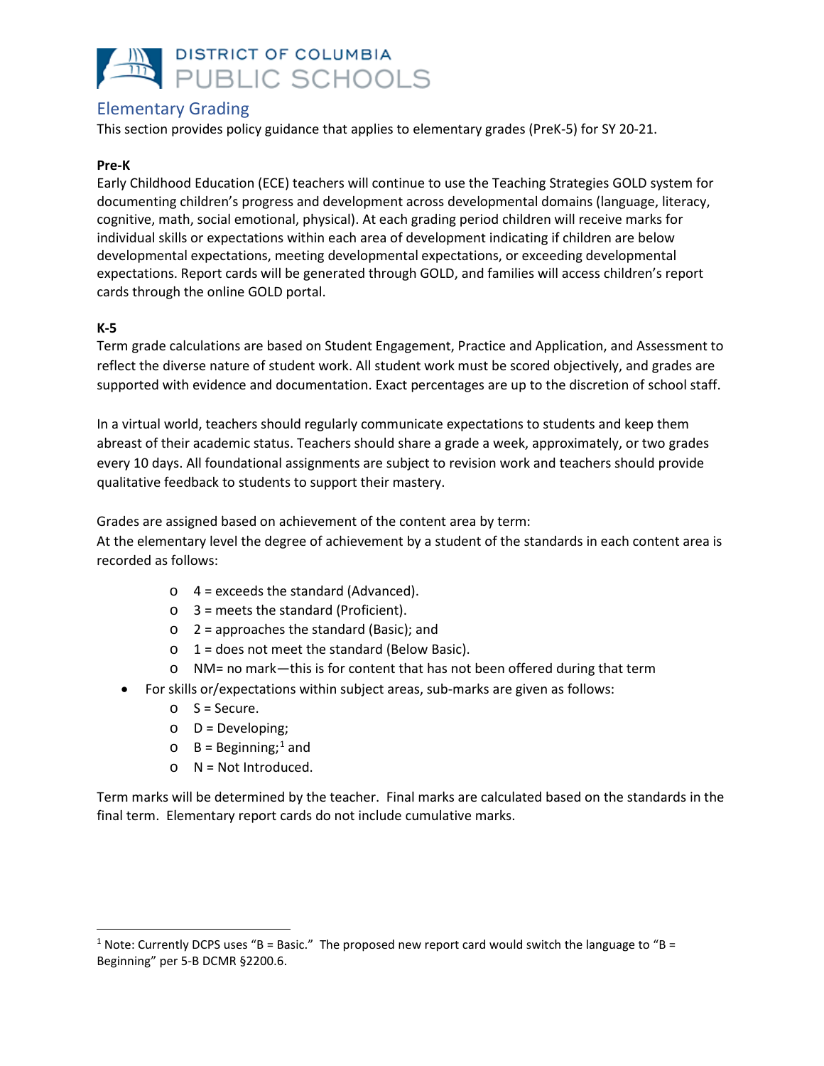DISTRICT OF COLUMBIA
PUBLIC SCHOOLS

## Elementary Grading

This section provides policy guidance that applies to elementary grades (PreK-5) for SY 20-21.

**Pre-K**

Early Childhood Education (ECE) teachers will continue to use the Teaching Strategies GOLD system for documenting children's progress and development across developmental domains (language, literacy, cognitive, math, social emotional, physical). At each grading period children will receive marks for individual skills or expectations within each area of development indicating if children are below developmental expectations, meeting developmental expectations, or exceeding developmental expectations. Report cards will be generated through GOLD, and families will access children's report cards through the online GOLD portal.

**K-5**

Term grade calculations are based on Student Engagement, Practice and Application, and Assessment to reflect the diverse nature of student work. All student work must be scored objectively, and grades are supported with evidence and documentation. Exact percentages are up to the discretion of school staff.

In a virtual world, teachers should regularly communicate expectations to students and keep them abreast of their academic status. Teachers should share a grade a week, approximately, or two grades every 10 days. All foundational assignments are subject to revision work and teachers should provide qualitative feedback to students to support their mastery.

Grades are assigned based on achievement of the content area by term:
At the elementary level the degree of achievement by a student of the standards in each content area is recorded as follows:

- 4 = exceeds the standard (Advanced).
- 3 = meets the standard (Proficient).
- 2 = approaches the standard (Basic); and
- 1 = does not meet the standard (Below Basic).
- NM= no mark—this is for content that has not been offered during that term

- For skills or/expectations within subject areas, sub-marks are given as follows:
  - S = Secure.
  - D = Developing;
  - B = Beginning;[1] and
  - N = Not Introduced.

Term marks will be determined by the teacher. Final marks are calculated based on the standards in the final term. Elementary report cards do not include cumulative marks.

---

[1] Note: Currently DCPS uses "B = Basic." The proposed new report card would switch the language to "B = Beginning" per 5-B DCMR §2200.6.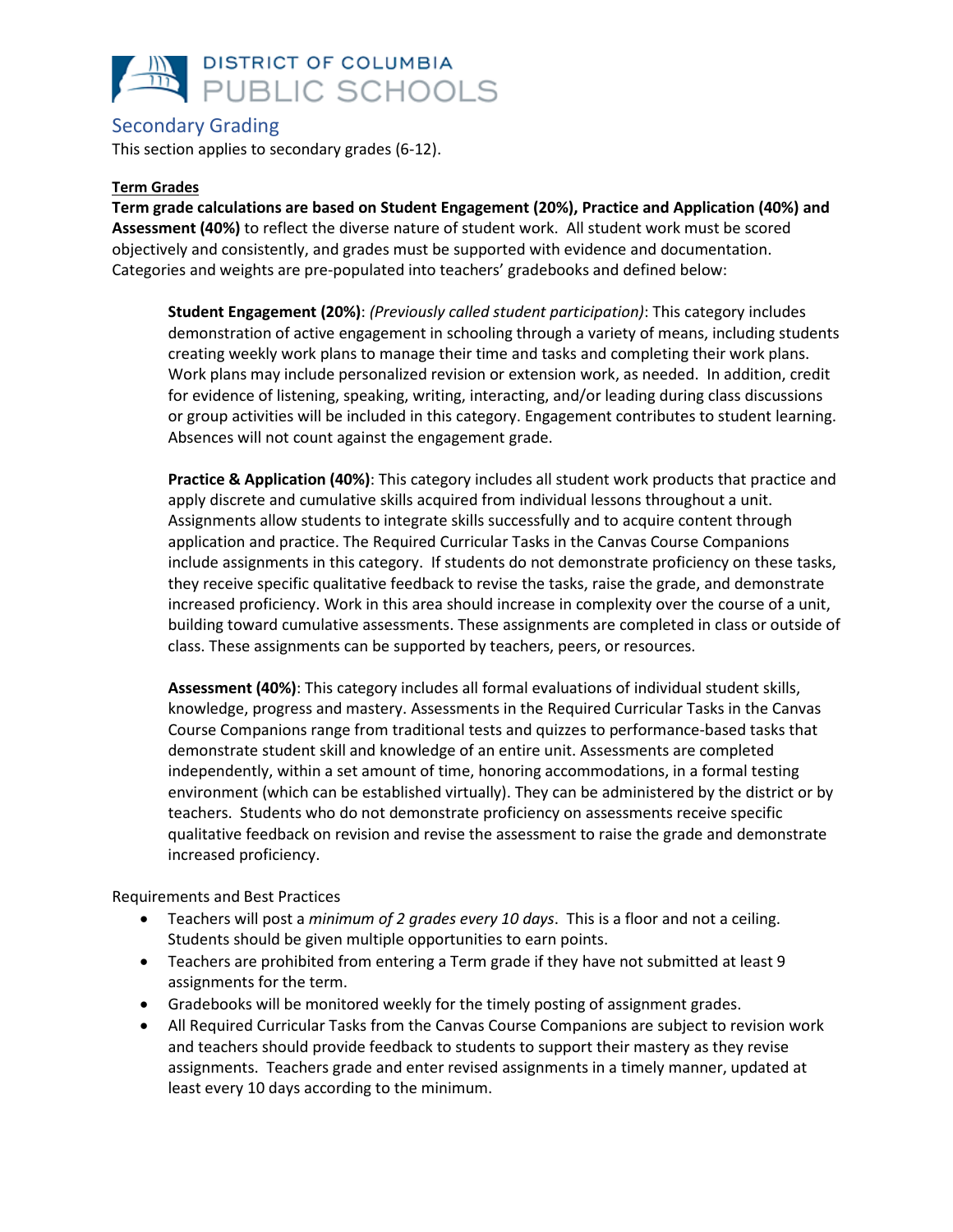## Secondary Grading

This section applies to secondary grades (6-12).

**Term Grades**

**Term grade calculations are based on Student Engagement (20%), Practice and Application (40%) and Assessment (40%)** to reflect the diverse nature of student work. All student work must be scored objectively and consistently, and grades must be supported with evidence and documentation. Categories and weights are pre-populated into teachers' gradebooks and defined below:

> **Student Engagement (20%)**: *(Previously called student participation)*: This category includes demonstration of active engagement in schooling through a variety of means, including students creating weekly work plans to manage their time and tasks and completing their work plans. Work plans may include personalized revision or extension work, as needed. In addition, credit for evidence of listening, speaking, writing, interacting, and/or leading during class discussions or group activities will be included in this category. Engagement contributes to student learning. Absences will not count against the engagement grade.
>
> **Practice & Application (40%)**: This category includes all student work products that practice and apply discrete and cumulative skills acquired from individual lessons throughout a unit. Assignments allow students to integrate skills successfully and to acquire content through application and practice. The Required Curricular Tasks in the Canvas Course Companions include assignments in this category. If students do not demonstrate proficiency on these tasks, they receive specific qualitative feedback to revise the tasks, raise the grade, and demonstrate increased proficiency. Work in this area should increase in complexity over the course of a unit, building toward cumulative assessments. These assignments are completed in class or outside of class. These assignments can be supported by teachers, peers, or resources.
>
> **Assessment (40%)**: This category includes all formal evaluations of individual student skills, knowledge, progress and mastery. Assessments in the Required Curricular Tasks in the Canvas Course Companions range from traditional tests and quizzes to performance-based tasks that demonstrate student skill and knowledge of an entire unit. Assessments are completed independently, within a set amount of time, honoring accommodations, in a formal testing environment (which can be established virtually). They can be administered by the district or by teachers. Students who do not demonstrate proficiency on assessments receive specific qualitative feedback on revision and revise the assessment to raise the grade and demonstrate increased proficiency.

Requirements and Best Practices

- Teachers will post a *minimum of 2 grades every 10 days*. This is a floor and not a ceiling. Students should be given multiple opportunities to earn points.
- Teachers are prohibited from entering a Term grade if they have not submitted at least 9 assignments for the term.
- Gradebooks will be monitored weekly for the timely posting of assignment grades.
- All Required Curricular Tasks from the Canvas Course Companions are subject to revision work and teachers should provide feedback to students to support their mastery as they revise assignments. Teachers grade and enter revised assignments in a timely manner, updated at least every 10 days according to the minimum.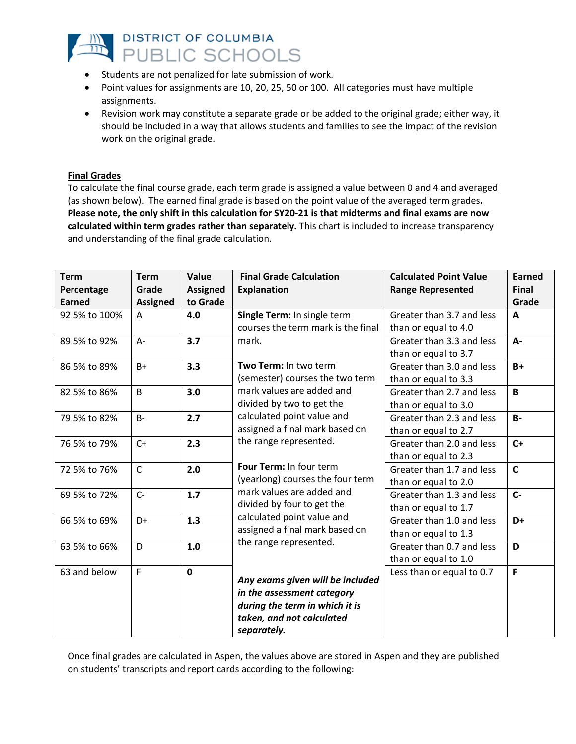- Students are not penalized for late submission of work.
- Point values for assignments are 10, 20, 25, 50 or 100. All categories must have multiple assignments.
- Revision work may constitute a separate grade or be added to the original grade; either way, it should be included in a way that allows students and families to see the impact of the revision work on the original grade.

## Final Grades

To calculate the final course grade, each term grade is assigned a value between 0 and 4 and averaged (as shown below). The earned final grade is based on the point value of the averaged term grades**.** **Please note, the only shift in this calculation for SY20-21 is that midterms and final exams are now calculated within term grades rather than separately.** This chart is included to increase transparency and understanding of the final grade calculation.

| Term Percentage Earned | Term Grade Assigned | Value Assigned to Grade | Final Grade Calculation Explanation | Calculated Point Value Range Represented | Earned Final Grade |
|---|---|---|---|---|---|
| 92.5% to 100% | A | **4.0** | **Single Term:** In single term courses the term mark is the final mark. | Greater than 3.7 and less than or equal to 4.0 | **A** |
| 89.5% to 92% | A- | **3.7** | | Greater than 3.3 and less than or equal to 3.7 | **A-** |
| 86.5% to 89% | B+ | **3.3** | **Two Term:** In two term (semester) courses the two term mark values are added and divided by two to get the calculated point value and assigned a final mark based on the range represented. | Greater than 3.0 and less than or equal to 3.3 | **B+** |
| 82.5% to 86% | B | **3.0** | | Greater than 2.7 and less than or equal to 3.0 | **B** |
| 79.5% to 82% | B- | **2.7** | | Greater than 2.3 and less than or equal to 2.7 | **B-** |
| 76.5% to 79% | C+ | **2.3** | | Greater than 2.0 and less than or equal to 2.3 | **C+** |
| 72.5% to 76% | C | **2.0** | **Four Term:** In four term (yearlong) courses the four term mark values are added and divided by four to get the calculated point value and assigned a final mark based on the range represented. | Greater than 1.7 and less than or equal to 2.0 | **C** |
| 69.5% to 72% | C- | **1.7** | | Greater than 1.3 and less than or equal to 1.7 | **C-** |
| 66.5% to 69% | D+ | **1.3** | | Greater than 1.0 and less than or equal to 1.3 | **D+** |
| 63.5% to 66% | D | **1.0** | | Greater than 0.7 and less than or equal to 1.0 | **D** |
| 63 and below | F | **0** | ***Any exams given will be included in the assessment category during the term in which it is taken, and not calculated separately.*** | Less than or equal to 0.7 | **F** |

Once final grades are calculated in Aspen, the values above are stored in Aspen and they are published on students' transcripts and report cards according to the following: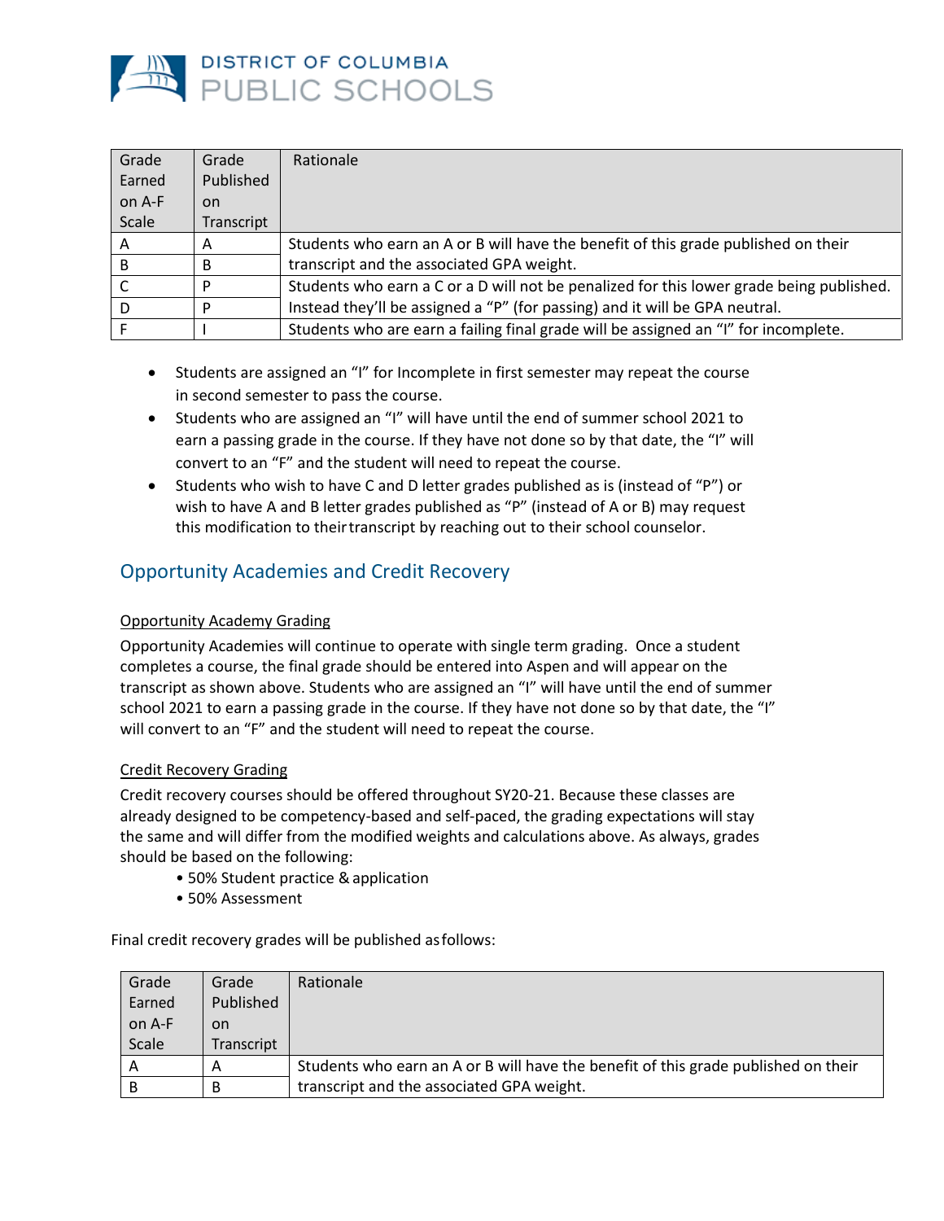| Grade Earned on A-F Scale | Grade Published on Transcript | Rationale |
|---|---|---|
| A | A | Students who earn an A or B will have the benefit of this grade published on their transcript and the associated GPA weight. |
| B | B | |
| C | P | Students who earn a C or a D will not be penalized for this lower grade being published. Instead they'll be assigned a "P" (for passing) and it will be GPA neutral. |
| D | P | |
| F | I | Students who are earn a failing final grade will be assigned an "I" for incomplete. |

- Students are assigned an "I" for Incomplete in first semester may repeat the course in second semester to pass the course.
- Students who are assigned an "I" will have until the end of summer school 2021 to earn a passing grade in the course. If they have not done so by that date, the "I" will convert to an "F" and the student will need to repeat the course.
- Students who wish to have C and D letter grades published as is (instead of "P") or wish to have A and B letter grades published as "P" (instead of A or B) may request this modification to their transcript by reaching out to their school counselor.

## Opportunity Academies and Credit Recovery

### Opportunity Academy Grading

Opportunity Academies will continue to operate with single term grading. Once a student completes a course, the final grade should be entered into Aspen and will appear on the transcript as shown above. Students who are assigned an "I" will have until the end of summer school 2021 to earn a passing grade in the course. If they have not done so by that date, the "I" will convert to an "F" and the student will need to repeat the course.

### Credit Recovery Grading

Credit recovery courses should be offered throughout SY20-21. Because these classes are already designed to be competency-based and self-paced, the grading expectations will stay the same and will differ from the modified weights and calculations above. As always, grades should be based on the following:

- 50% Student practice & application
- 50% Assessment

Final credit recovery grades will be published as follows:

| Grade Earned on A-F Scale | Grade Published on Transcript | Rationale |
|---|---|---|
| A | A | Students who earn an A or B will have the benefit of this grade published on their transcript and the associated GPA weight. |
| B | B | |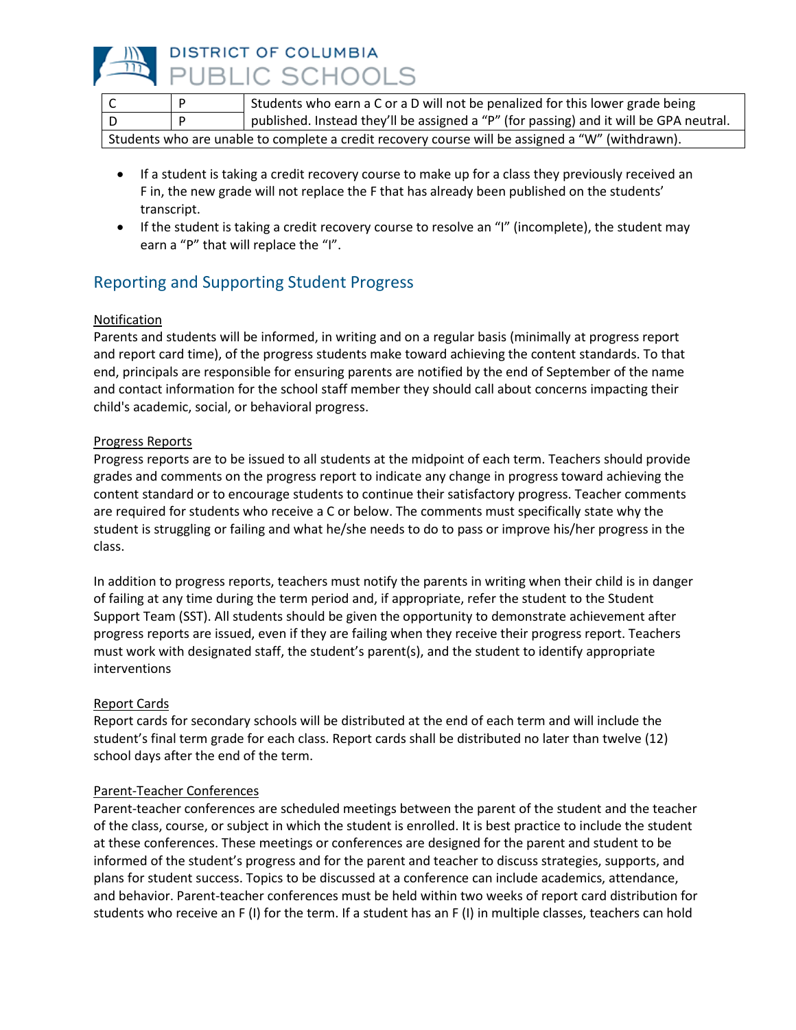| C | P | Students who earn a C or a D will not be penalized for this lower grade being published. Instead they'll be assigned a "P" (for passing) and it will be GPA neutral. |
|---|---|---|
| D | P | |
| Students who are unable to complete a credit recovery course will be assigned a "W" (withdrawn). | | |

- If a student is taking a credit recovery course to make up for a class they previously received an F in, the new grade will not replace the F that has already been published on the students' transcript.
- If the student is taking a credit recovery course to resolve an "I" (incomplete), the student may earn a "P" that will replace the "I".

## Reporting and Supporting Student Progress

<u>Notification</u>
Parents and students will be informed, in writing and on a regular basis (minimally at progress report and report card time), of the progress students make toward achieving the content standards. To that end, principals are responsible for ensuring parents are notified by the end of September of the name and contact information for the school staff member they should call about concerns impacting their child's academic, social, or behavioral progress.

<u>Progress Reports</u>
Progress reports are to be issued to all students at the midpoint of each term. Teachers should provide grades and comments on the progress report to indicate any change in progress toward achieving the content standard or to encourage students to continue their satisfactory progress. Teacher comments are required for students who receive a C or below. The comments must specifically state why the student is struggling or failing and what he/she needs to do to pass or improve his/her progress in the class.

In addition to progress reports, teachers must notify the parents in writing when their child is in danger of failing at any time during the term period and, if appropriate, refer the student to the Student Support Team (SST). All students should be given the opportunity to demonstrate achievement after progress reports are issued, even if they are failing when they receive their progress report. Teachers must work with designated staff, the student's parent(s), and the student to identify appropriate interventions

<u>Report Cards</u>
Report cards for secondary schools will be distributed at the end of each term and will include the student's final term grade for each class. Report cards shall be distributed no later than twelve (12) school days after the end of the term.

<u>Parent-Teacher Conferences</u>
Parent-teacher conferences are scheduled meetings between the parent of the student and the teacher of the class, course, or subject in which the student is enrolled. It is best practice to include the student at these conferences. These meetings or conferences are designed for the parent and student to be informed of the student's progress and for the parent and teacher to discuss strategies, supports, and plans for student success. Topics to be discussed at a conference can include academics, attendance, and behavior. Parent-teacher conferences must be held within two weeks of report card distribution for students who receive an F (I) for the term. If a student has an F (I) in multiple classes, teachers can hold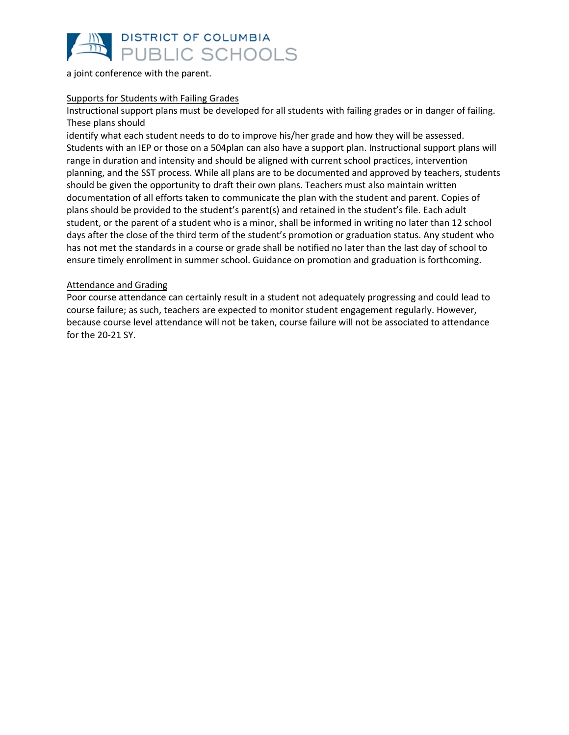a joint conference with the parent.

Supports for Students with Failing Grades

Instructional support plans must be developed for all students with failing grades or in danger of failing. These plans should identify what each student needs to do to improve his/her grade and how they will be assessed. Students with an IEP or those on a 504plan can also have a support plan. Instructional support plans will range in duration and intensity and should be aligned with current school practices, intervention planning, and the SST process. While all plans are to be documented and approved by teachers, students should be given the opportunity to draft their own plans. Teachers must also maintain written documentation of all efforts taken to communicate the plan with the student and parent. Copies of plans should be provided to the student's parent(s) and retained in the student's file. Each adult student, or the parent of a student who is a minor, shall be informed in writing no later than 12 school days after the close of the third term of the student's promotion or graduation status. Any student who has not met the standards in a course or grade shall be notified no later than the last day of school to ensure timely enrollment in summer school. Guidance on promotion and graduation is forthcoming.

Attendance and Grading

Poor course attendance can certainly result in a student not adequately progressing and could lead to course failure; as such, teachers are expected to monitor student engagement regularly. However, because course level attendance will not be taken, course failure will not be associated to attendance for the 20-21 SY.